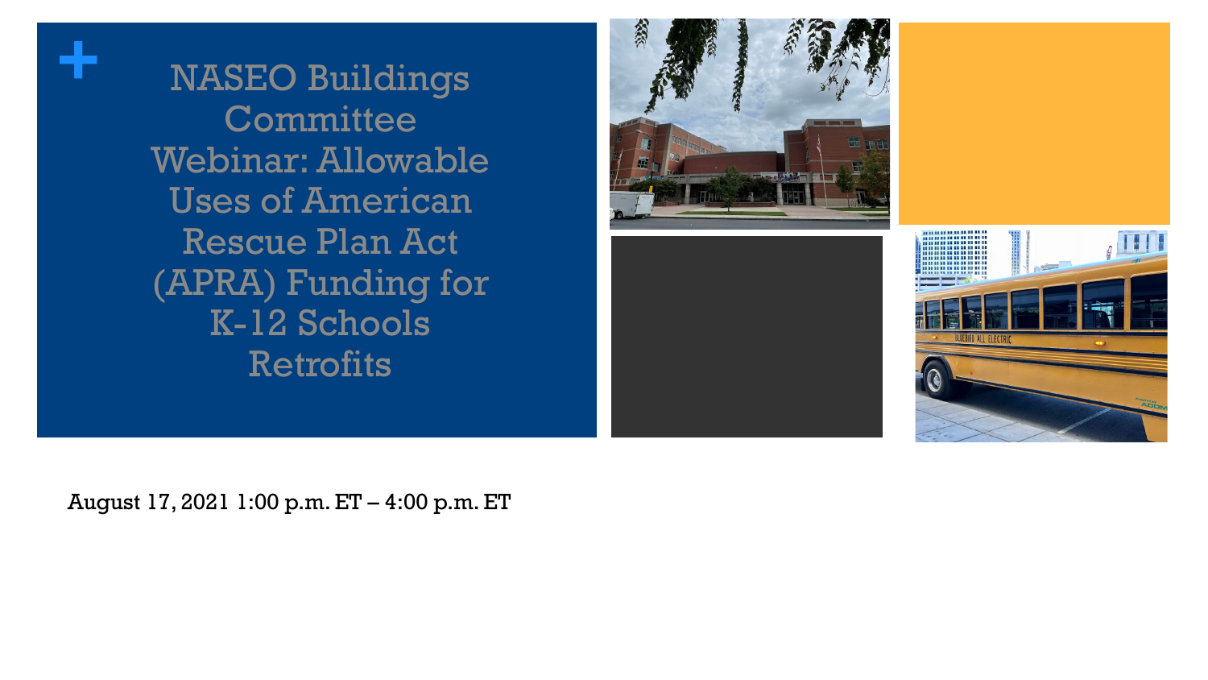# NASEO Buildings Committee Webinar: Allowable Uses of American Rescue Plan Act (APRA) Funding for K-12 Schools Retrofits

August 17, 2021 1:00 p.m. ET – 4:00 p.m. ET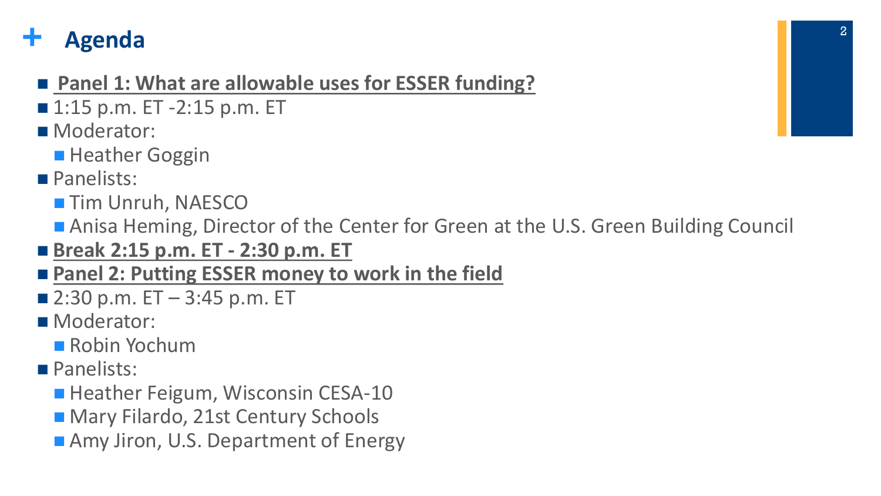# Agenda

- **Panel 1: What are allowable uses for ESSER funding?**
- 1:15 p.m. ET -2:15 p.m. ET
- Moderator:
  - Heather Goggin
- Panelists:
  - Tim Unruh, NAESCO
  - Anisa Heming, Director of the Center for Green at the U.S. Green Building Council
- **Break 2:15 p.m. ET - 2:30 p.m. ET**
- **Panel 2: Putting ESSER money to work in the field**
- 2:30 p.m. ET – 3:45 p.m. ET
- Moderator:
  - Robin Yochum
- Panelists:
  - Heather Feigum, Wisconsin CESA-10
  - Mary Filardo, 21st Century Schools
  - Amy Jiron, U.S. Department of Energy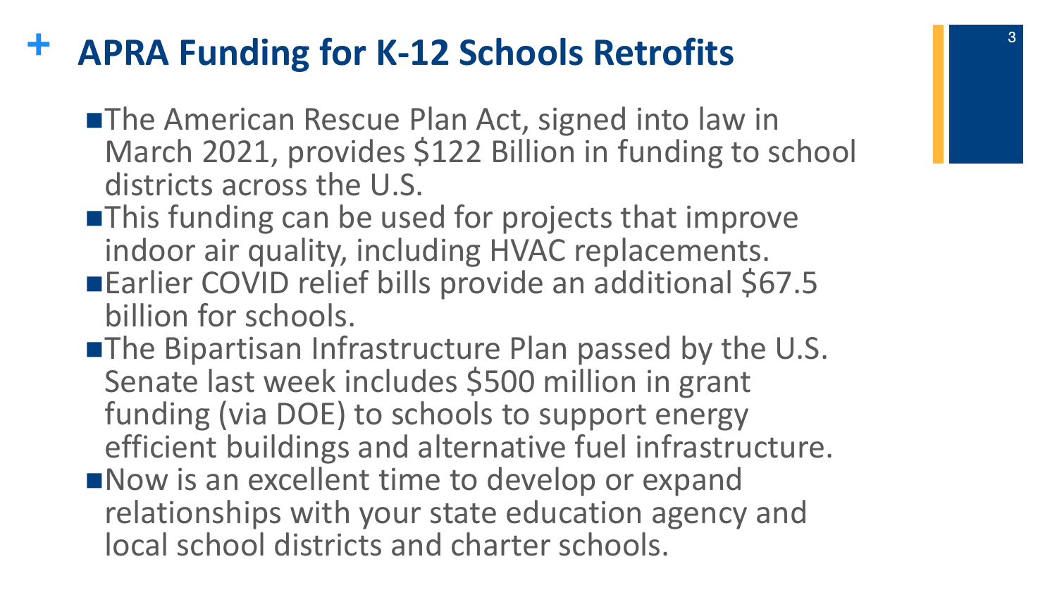# APRA Funding for K-12 Schools Retrofits

- The American Rescue Plan Act, signed into law in March 2021, provides $122 Billion in funding to school districts across the U.S.
- This funding can be used for projects that improve indoor air quality, including HVAC replacements.
- Earlier COVID relief bills provide an additional $67.5 billion for schools.
- The Bipartisan Infrastructure Plan passed by the U.S. Senate last week includes $500 million in grant funding (via DOE) to schools to support energy efficient buildings and alternative fuel infrastructure.
- Now is an excellent time to develop or expand relationships with your state education agency and local school districts and charter schools.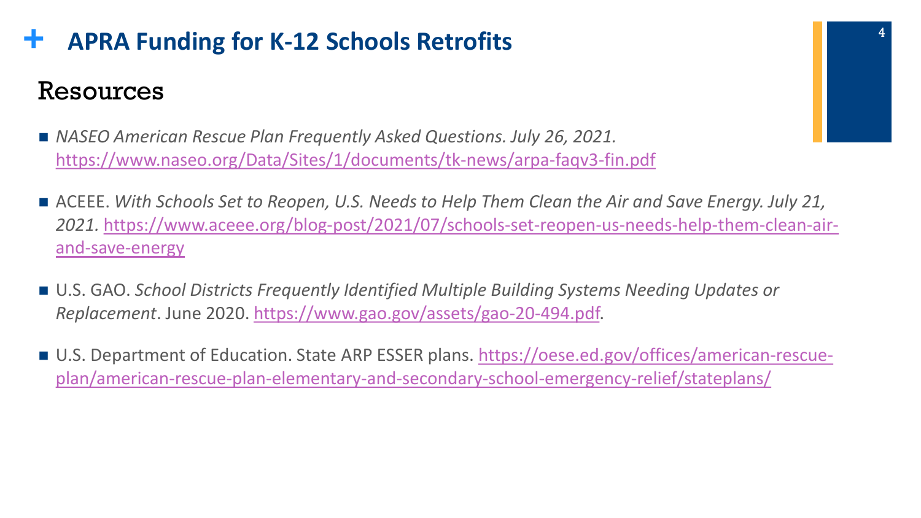# APRA Funding for K-12 Schools Retrofits

## Resources

- *NASEO American Rescue Plan Frequently Asked Questions. July 26, 2021.* https://www.naseo.org/Data/Sites/1/documents/tk-news/arpa-faqv3-fin.pdf
- ACEEE. *With Schools Set to Reopen, U.S. Needs to Help Them Clean the Air and Save Energy. July 21, 2021.* https://www.aceee.org/blog-post/2021/07/schools-set-reopen-us-needs-help-them-clean-air-and-save-energy
- U.S. GAO. *School Districts Frequently Identified Multiple Building Systems Needing Updates or Replacement*. June 2020. https://www.gao.gov/assets/gao-20-494.pdf.
- U.S. Department of Education. State ARP ESSER plans. https://oese.ed.gov/offices/american-rescue-plan/american-rescue-plan-elementary-and-secondary-school-emergency-relief/stateplans/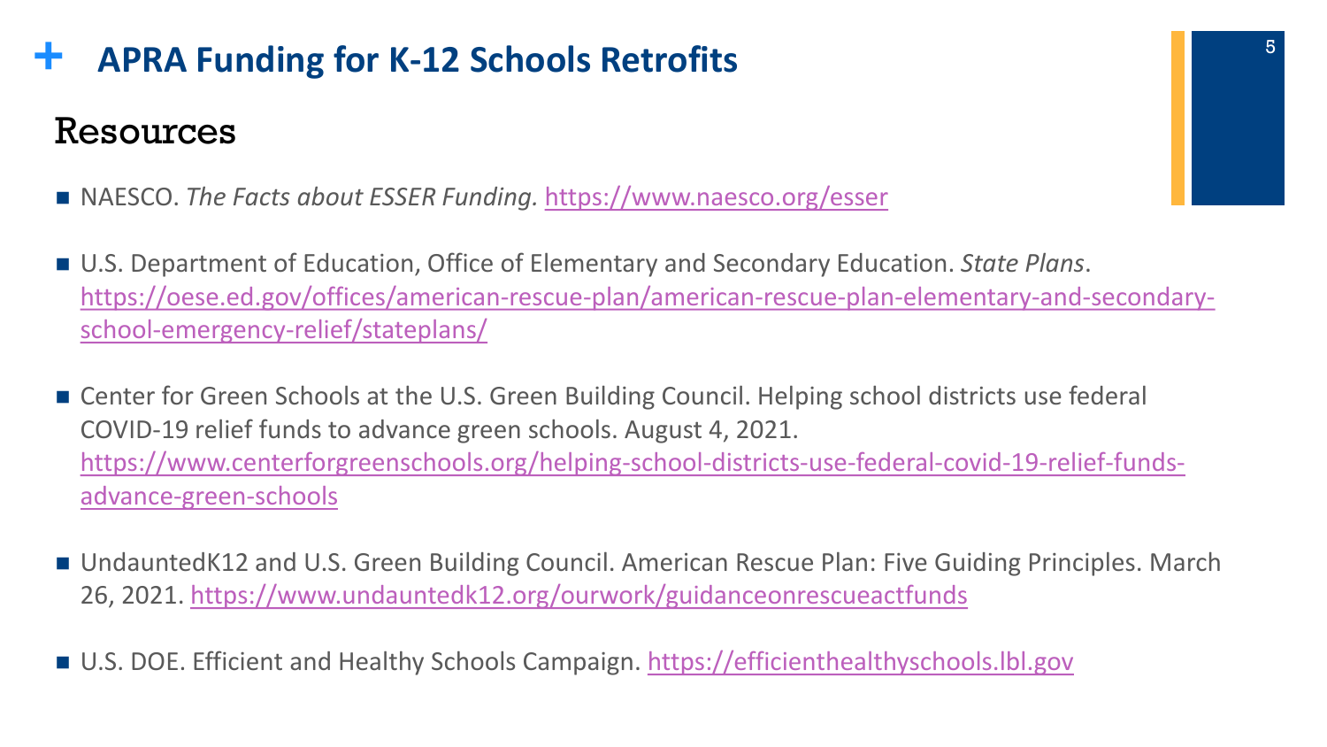# + APRA Funding for K-12 Schools Retrofits

## Resources

- NAESCO. *The Facts about ESSER Funding.* https://www.naesco.org/esser
- U.S. Department of Education, Office of Elementary and Secondary Education. *State Plans*. https://oese.ed.gov/offices/american-rescue-plan/american-rescue-plan-elementary-and-secondary-school-emergency-relief/stateplans/
- Center for Green Schools at the U.S. Green Building Council. Helping school districts use federal COVID-19 relief funds to advance green schools. August 4, 2021. https://www.centerforgreenschools.org/helping-school-districts-use-federal-covid-19-relief-funds-advance-green-schools
- UndauntedK12 and U.S. Green Building Council. American Rescue Plan: Five Guiding Principles. March 26, 2021. https://www.undauntedk12.org/ourwork/guidanceonrescueactfunds
- U.S. DOE. Efficient and Healthy Schools Campaign. https://efficienthealthyschools.lbl.gov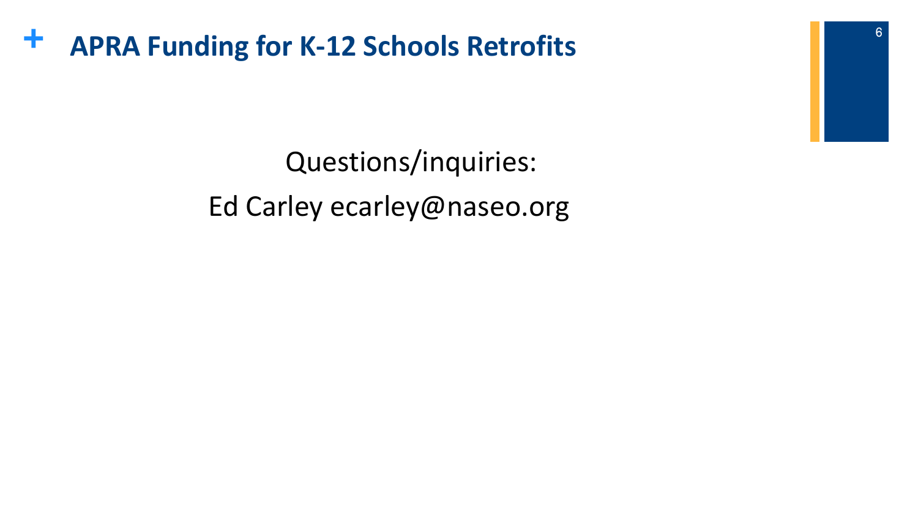# APRA Funding for K-12 Schools Retrofits

Questions/inquiries:

Ed Carley ecarley@naseo.org